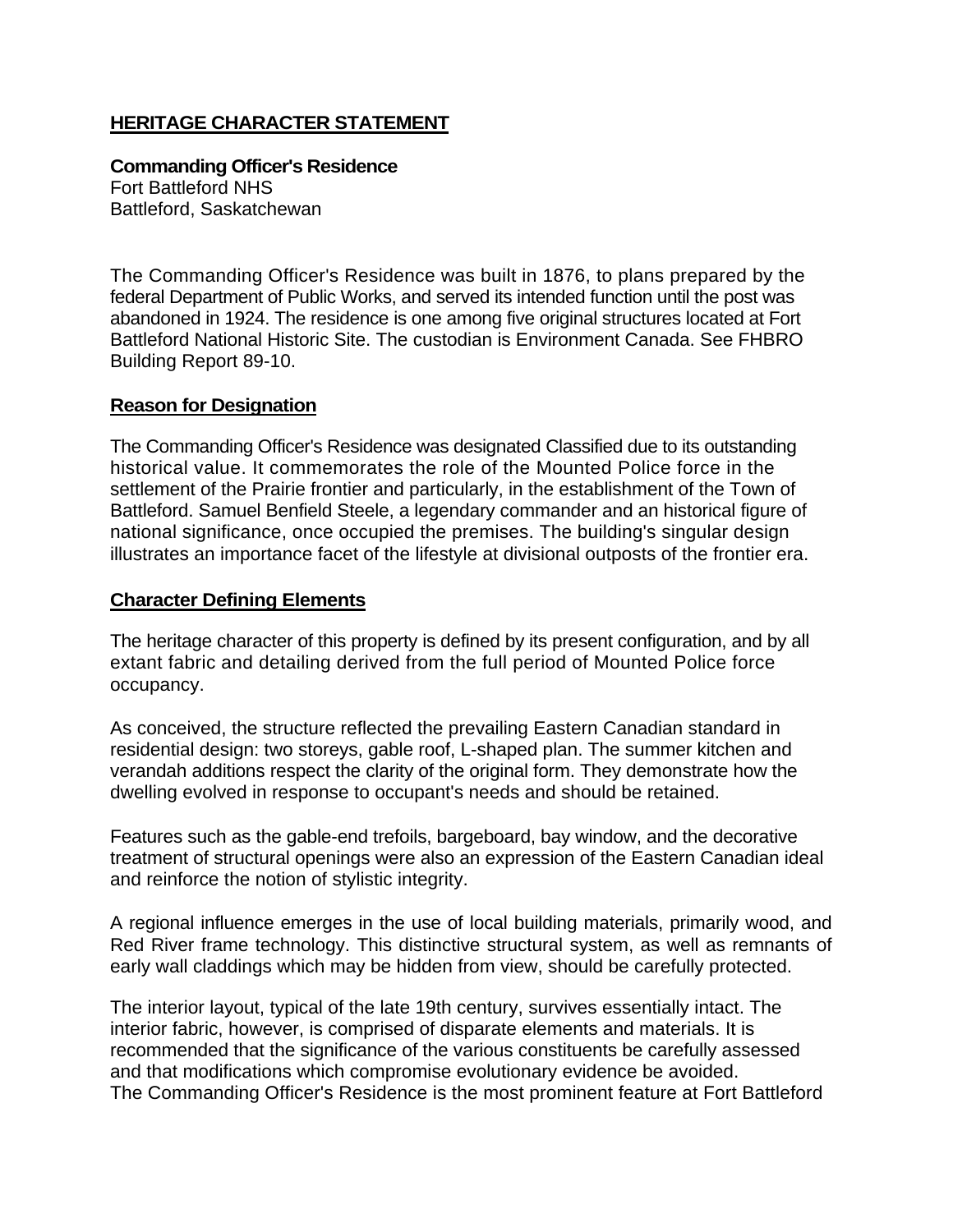## HERITAGE CHARACTER STATEMENT

**Commanding Officer's Residence**
Fort Battleford NHS
Battleford, Saskatchewan

The Commanding Officer's Residence was built in 1876, to plans prepared by the federal Department of Public Works, and served its intended function until the post was abandoned in 1924. The residence is one among five original structures located at Fort Battleford National Historic Site. The custodian is Environment Canada. See FHBRO Building Report 89-10.

### Reason for Designation

The Commanding Officer's Residence was designated Classified due to its outstanding historical value. It commemorates the role of the Mounted Police force in the settlement of the Prairie frontier and particularly, in the establishment of the Town of Battleford. Samuel Benfield Steele, a legendary commander and an historical figure of national significance, once occupied the premises. The building's singular design illustrates an importance facet of the lifestyle at divisional outposts of the frontier era.

### Character Defining Elements

The heritage character of this property is defined by its present configuration, and by all extant fabric and detailing derived from the full period of Mounted Police force occupancy.

As conceived, the structure reflected the prevailing Eastern Canadian standard in residential design: two storeys, gable roof, L-shaped plan. The summer kitchen and verandah additions respect the clarity of the original form. They demonstrate how the dwelling evolved in response to occupant's needs and should be retained.

Features such as the gable-end trefoils, bargeboard, bay window, and the decorative treatment of structural openings were also an expression of the Eastern Canadian ideal and reinforce the notion of stylistic integrity.

A regional influence emerges in the use of local building materials, primarily wood, and Red River frame technology. This distinctive structural system, as well as remnants of early wall claddings which may be hidden from view, should be carefully protected.

The interior layout, typical of the late 19th century, survives essentially intact. The interior fabric, however, is comprised of disparate elements and materials. It is recommended that the significance of the various constituents be carefully assessed and that modifications which compromise evolutionary evidence be avoided.
The Commanding Officer's Residence is the most prominent feature at Fort Battleford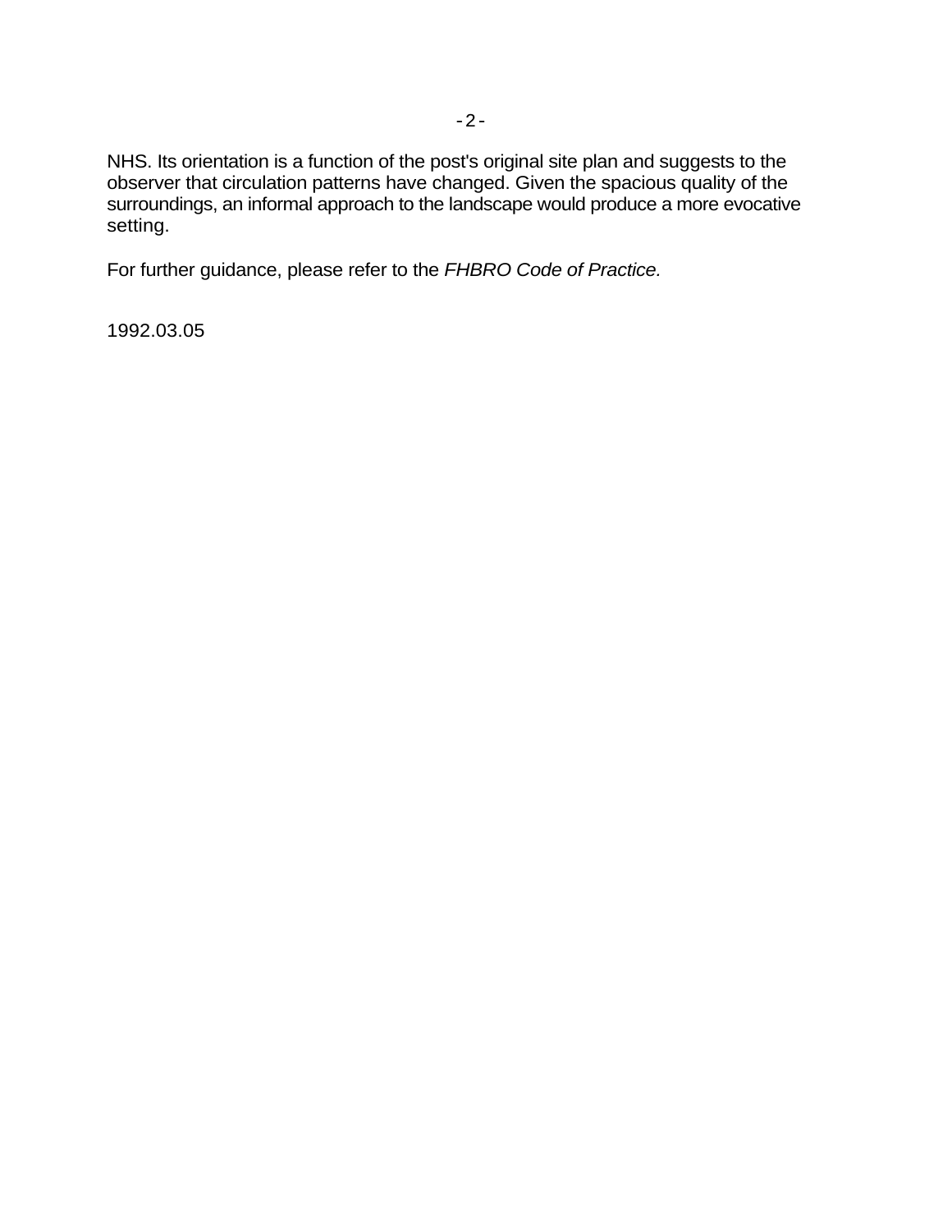NHS. Its orientation is a function of the post's original site plan and suggests to the observer that circulation patterns have changed. Given the spacious quality of the surroundings, an informal approach to the landscape would produce a more evocative setting.

For further guidance, please refer to the *FHBRO Code of Practice.*

1992.03.05